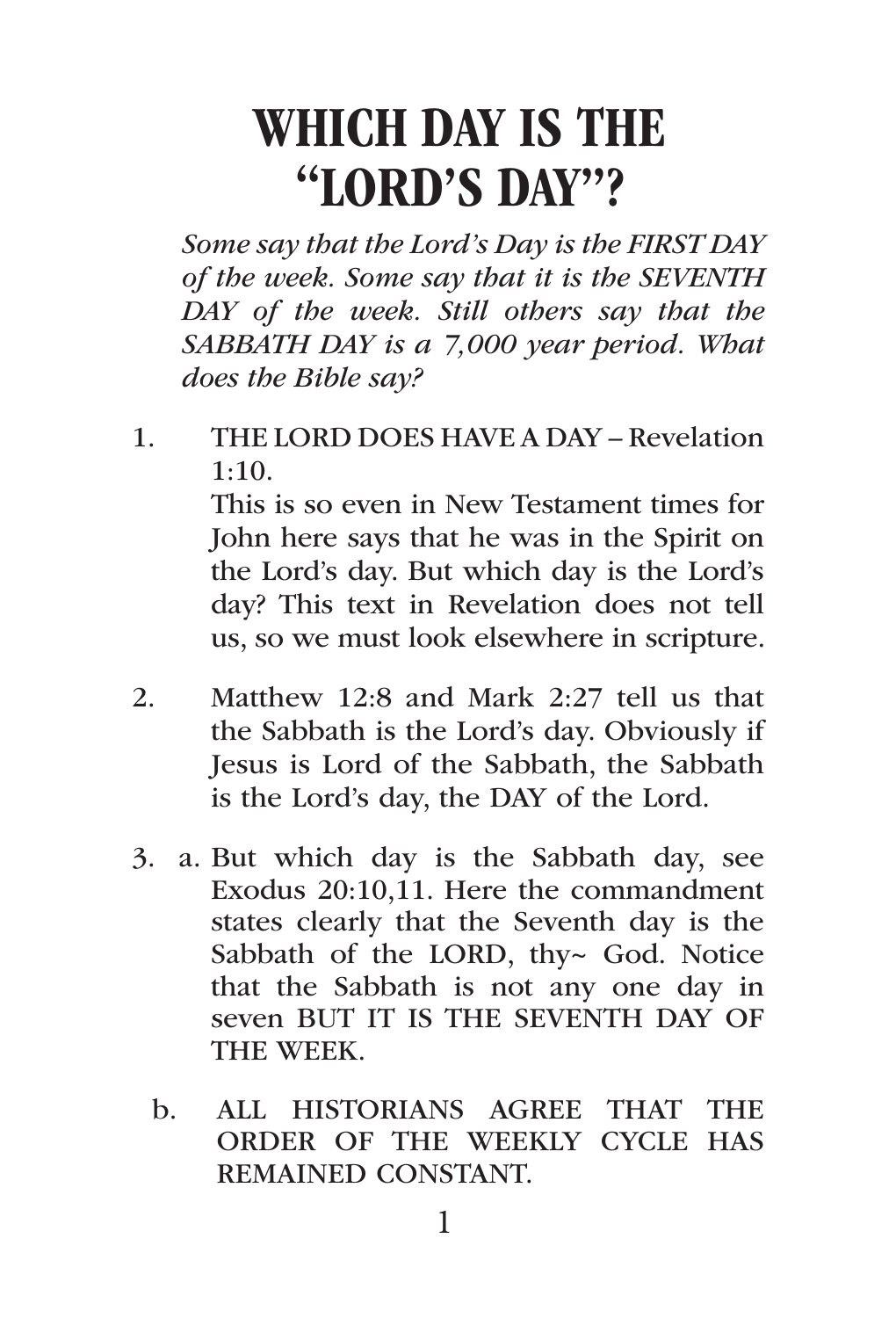# WHICH DAY IS THE "LORD'S DAY"?

*Some say that the Lord's Day is the FIRST DAY of the week. Some say that it is the SEVENTH DAY of the week. Still others say that the SABBATH DAY is a 7,000 year period. What does the Bible say?*

1. THE LORD DOES HAVE A DAY – Revelation 1:10.
   This is so even in New Testament times for John here says that he was in the Spirit on the Lord's day. But which day is the Lord's day? This text in Revelation does not tell us, so we must look elsewhere in scripture.

2. Matthew 12:8 and Mark 2:27 tell us that the Sabbath is the Lord's day. Obviously if Jesus is Lord of the Sabbath, the Sabbath is the Lord's day, the DAY of the Lord.

3. a. But which day is the Sabbath day, see Exodus 20:10,11. Here the commandment states clearly that the Seventh day is the Sabbath of the LORD, thy~ God. Notice that the Sabbath is not any one day in seven BUT IT IS THE SEVENTH DAY OF THE WEEK.

   b. ALL HISTORIANS AGREE THAT THE ORDER OF THE WEEKLY CYCLE HAS REMAINED CONSTANT.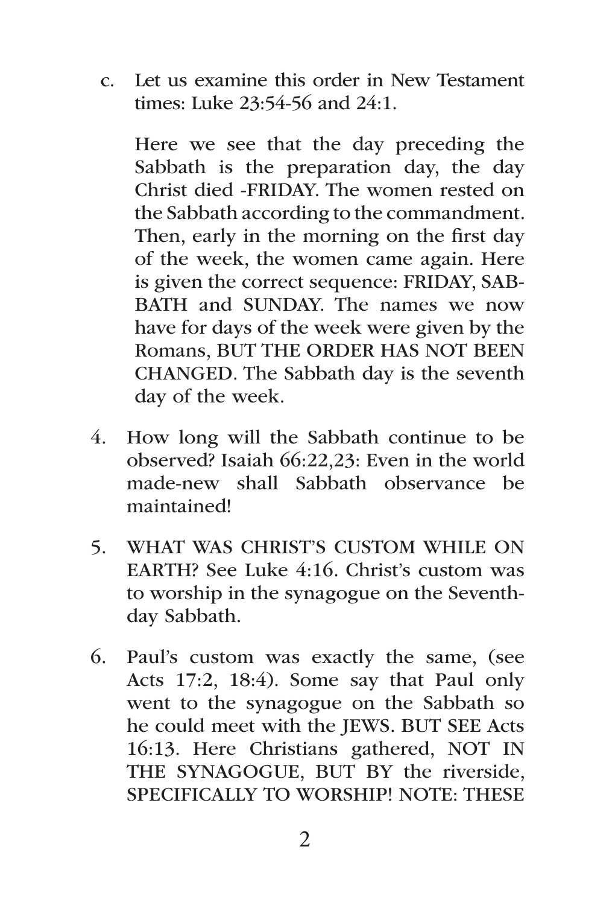c. Let us examine this order in New Testament times: Luke 23:54-56 and 24:1.

   Here we see that the day preceding the Sabbath is the preparation day, the day Christ died -FRIDAY. The women rested on the Sabbath according to the commandment. Then, early in the morning on the first day of the week, the women came again. Here is given the correct sequence: FRIDAY, SABBATH and SUNDAY. The names we now have for days of the week were given by the Romans, BUT THE ORDER HAS NOT BEEN CHANGED. The Sabbath day is the seventh day of the week.

4. How long will the Sabbath continue to be observed? Isaiah 66:22,23: Even in the world made-new shall Sabbath observance be maintained!

5. WHAT WAS CHRIST'S CUSTOM WHILE ON EARTH? See Luke 4:16. Christ's custom was to worship in the synagogue on the Seventh-day Sabbath.

6. Paul's custom was exactly the same, (see Acts 17:2, 18:4). Some say that Paul only went to the synagogue on the Sabbath so he could meet with the JEWS. BUT SEE Acts 16:13. Here Christians gathered, NOT IN THE SYNAGOGUE, BUT BY the riverside, SPECIFICALLY TO WORSHIP! NOTE: THESE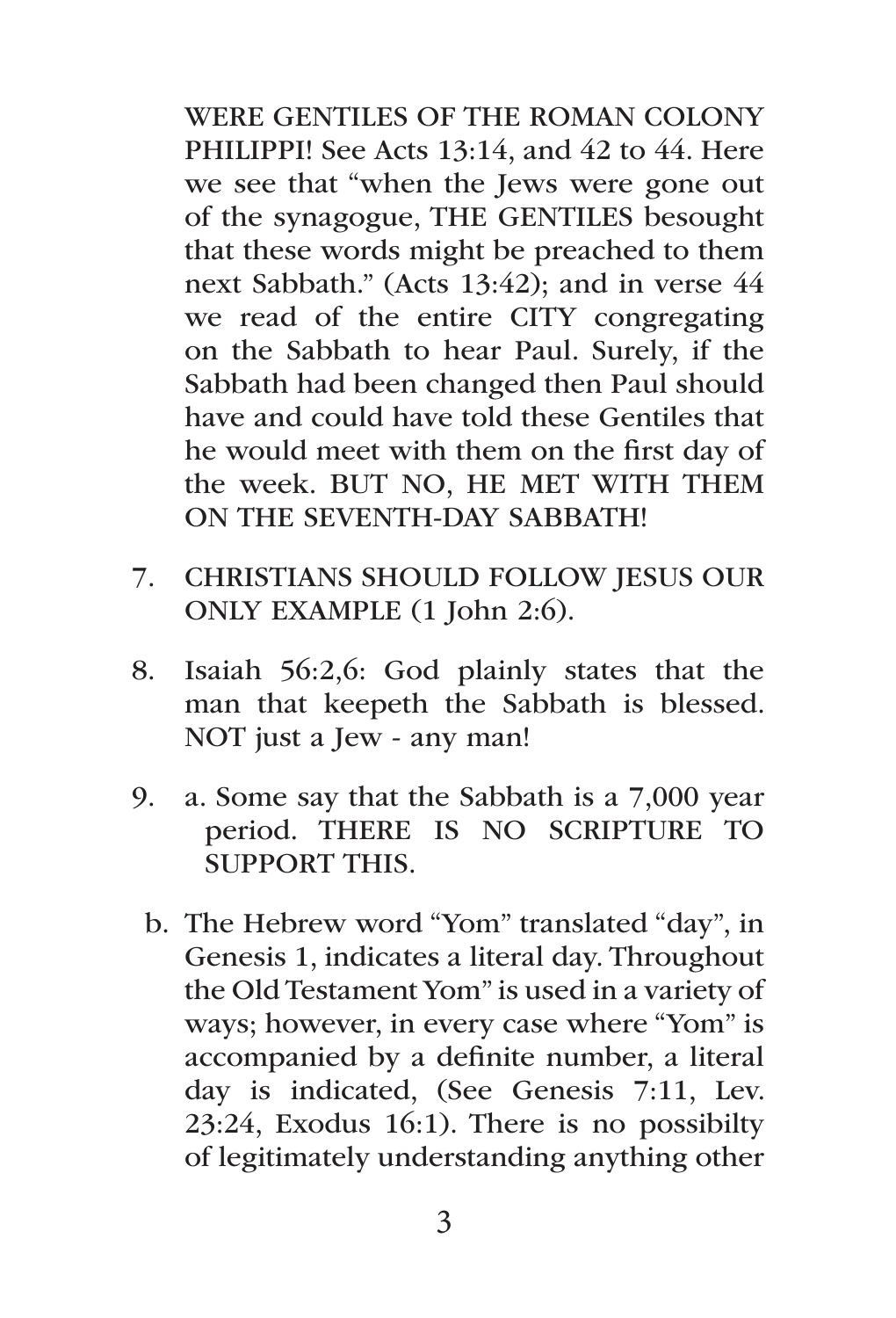WERE GENTILES OF THE ROMAN COLONY PHILIPPI! See Acts 13:14, and 42 to 44. Here we see that "when the Jews were gone out of the synagogue, THE GENTILES besought that these words might be preached to them next Sabbath." (Acts 13:42); and in verse 44 we read of the entire CITY congregating on the Sabbath to hear Paul. Surely, if the Sabbath had been changed then Paul should have and could have told these Gentiles that he would meet with them on the first day of the week. BUT NO, HE MET WITH THEM ON THE SEVENTH-DAY SABBATH!

7. CHRISTIANS SHOULD FOLLOW JESUS OUR ONLY EXAMPLE (1 John 2:6).

8. Isaiah 56:2,6: God plainly states that the man that keepeth the Sabbath is blessed. NOT just a Jew - any man!

9. a. Some say that the Sabbath is a 7,000 year period. THERE IS NO SCRIPTURE TO SUPPORT THIS.

   b. The Hebrew word "Yom" translated "day", in Genesis 1, indicates a literal day. Throughout the Old Testament Yom" is used in a variety of ways; however, in every case where "Yom" is accompanied by a definite number, a literal day is indicated, (See Genesis 7:11, Lev. 23:24, Exodus 16:1). There is no possibilty of legitimately understanding anything other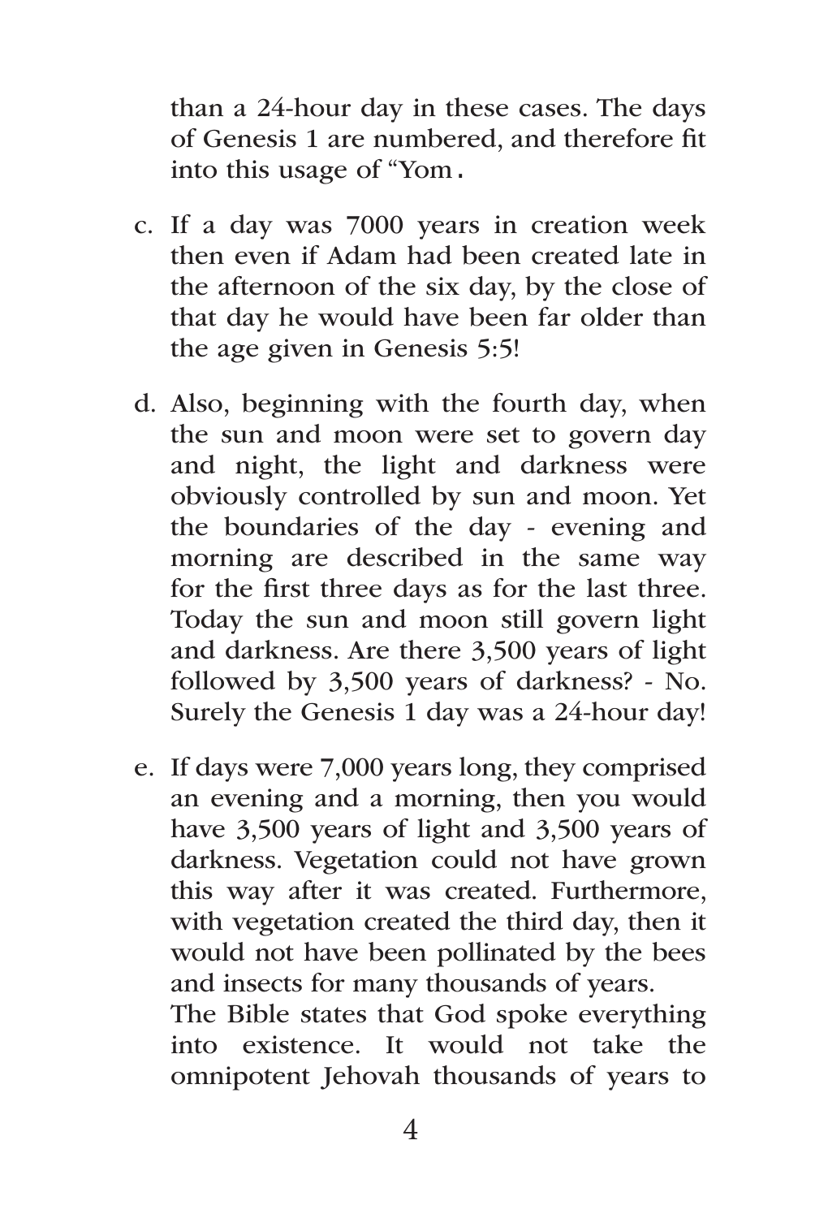than a 24-hour day in these cases. The days of Genesis 1 are numbered, and therefore fit into this usage of "Yom.

c. If a day was 7000 years in creation week then even if Adam had been created late in the afternoon of the six day, by the close of that day he would have been far older than the age given in Genesis 5:5!

d. Also, beginning with the fourth day, when the sun and moon were set to govern day and night, the light and darkness were obviously controlled by sun and moon. Yet the boundaries of the day - evening and morning are described in the same way for the first three days as for the last three. Today the sun and moon still govern light and darkness. Are there 3,500 years of light followed by 3,500 years of darkness? - No. Surely the Genesis 1 day was a 24-hour day!

e. If days were 7,000 years long, they comprised an evening and a morning, then you would have 3,500 years of light and 3,500 years of darkness. Vegetation could not have grown this way after it was created. Furthermore, with vegetation created the third day, then it would not have been pollinated by the bees and insects for many thousands of years.
   The Bible states that God spoke everything into existence. It would not take the omnipotent Jehovah thousands of years to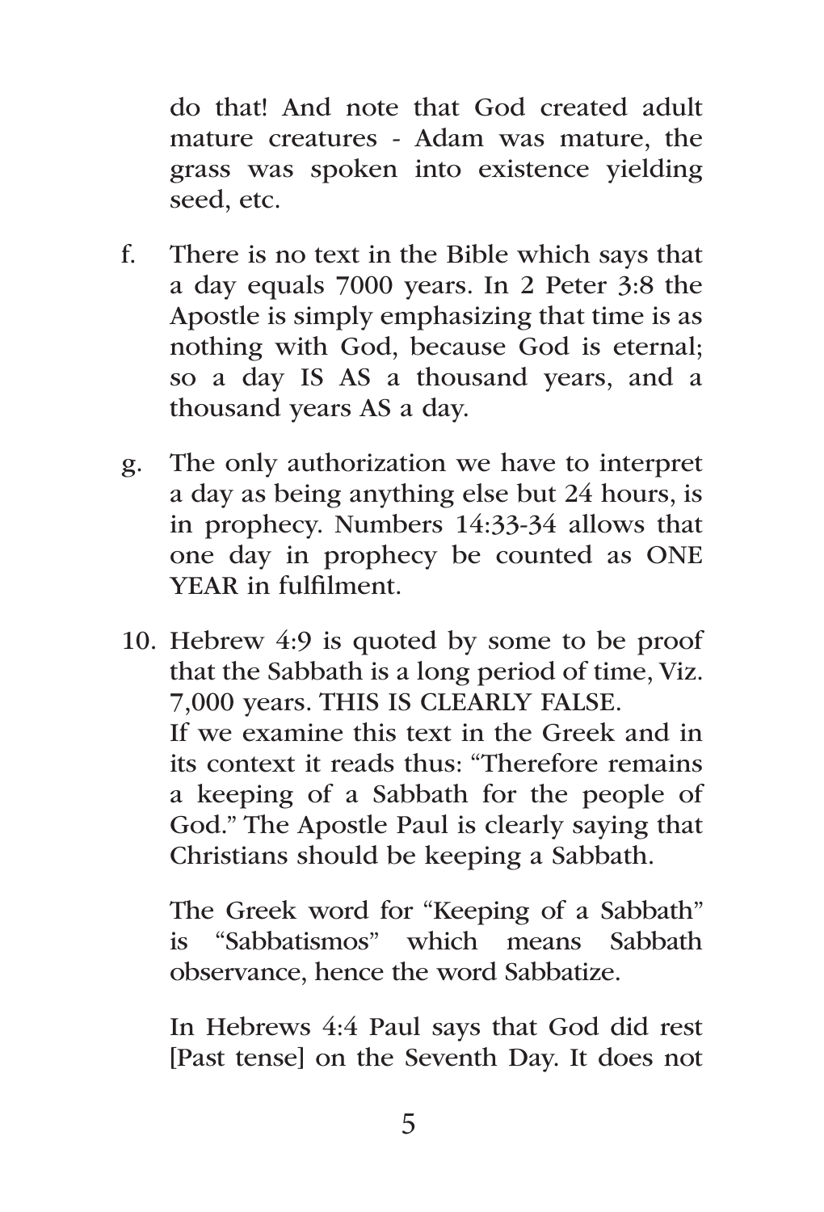do that! And note that God created adult mature creatures - Adam was mature, the grass was spoken into existence yielding seed, etc.

f. There is no text in the Bible which says that a day equals 7000 years. In 2 Peter 3:8 the Apostle is simply emphasizing that time is as nothing with God, because God is eternal; so a day IS AS a thousand years, and a thousand years AS a day.

g. The only authorization we have to interpret a day as being anything else but 24 hours, is in prophecy. Numbers 14:33-34 allows that one day in prophecy be counted as ONE YEAR in fulfilment.

10. Hebrew 4:9 is quoted by some to be proof that the Sabbath is a long period of time, Viz. 7,000 years. THIS IS CLEARLY FALSE.
    If we examine this text in the Greek and in its context it reads thus: "Therefore remains a keeping of a Sabbath for the people of God." The Apostle Paul is clearly saying that Christians should be keeping a Sabbath.

    The Greek word for "Keeping of a Sabbath" is "Sabbatismos" which means Sabbath observance, hence the word Sabbatize.

    In Hebrews 4:4 Paul says that God did rest [Past tense] on the Seventh Day. It does not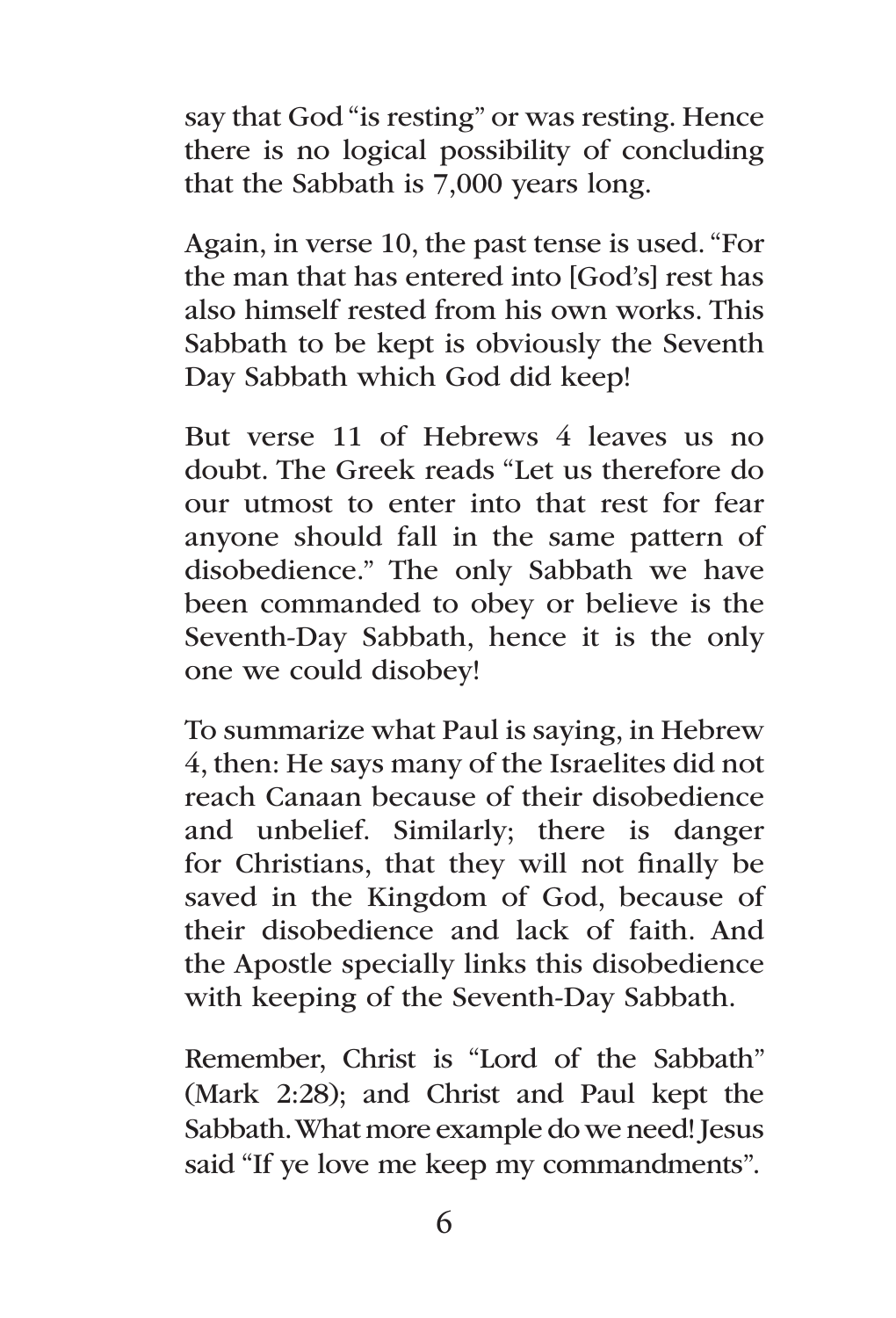say that God "is resting" or was resting. Hence there is no logical possibility of concluding that the Sabbath is 7,000 years long.

Again, in verse 10, the past tense is used. "For the man that has entered into [God's] rest has also himself rested from his own works. This Sabbath to be kept is obviously the Seventh Day Sabbath which God did keep!

But verse 11 of Hebrews 4 leaves us no doubt. The Greek reads "Let us therefore do our utmost to enter into that rest for fear anyone should fall in the same pattern of disobedience." The only Sabbath we have been commanded to obey or believe is the Seventh-Day Sabbath, hence it is the only one we could disobey!

To summarize what Paul is saying, in Hebrew 4, then: He says many of the Israelites did not reach Canaan because of their disobedience and unbelief. Similarly; there is danger for Christians, that they will not finally be saved in the Kingdom of God, because of their disobedience and lack of faith. And the Apostle specially links this disobedience with keeping of the Seventh-Day Sabbath.

Remember, Christ is "Lord of the Sabbath" (Mark 2:28); and Christ and Paul kept the Sabbath. What more example do we need! Jesus said "If ye love me keep my commandments".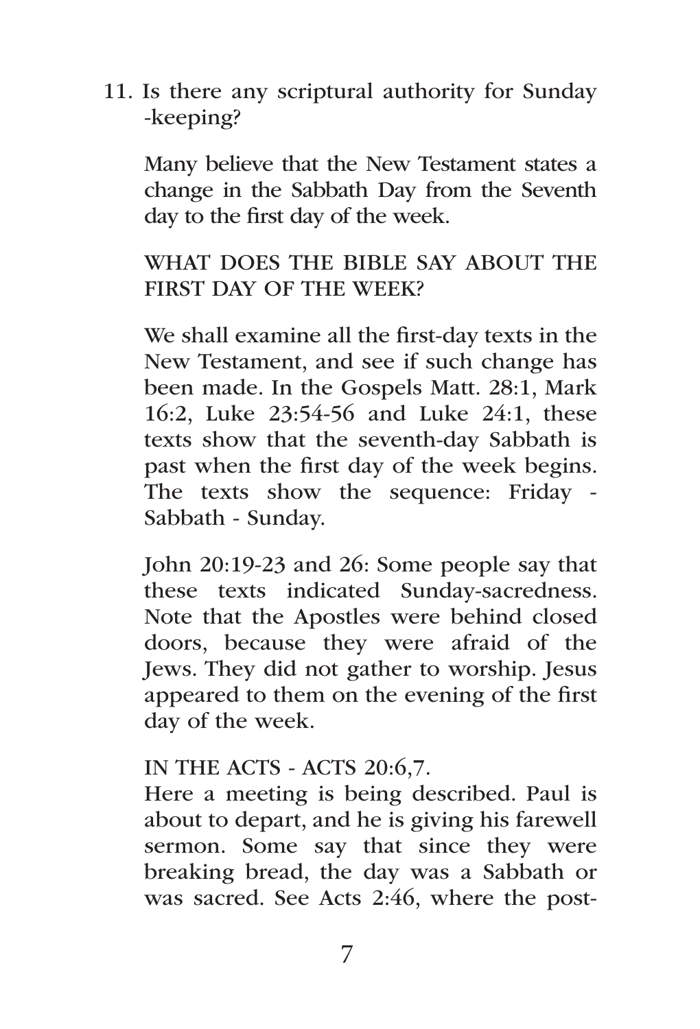11. Is there any scriptural authority for Sunday -keeping?

    Many believe that the New Testament states a change in the Sabbath Day from the Seventh day to the first day of the week.

    WHAT DOES THE BIBLE SAY ABOUT THE FIRST DAY OF THE WEEK?

    We shall examine all the first-day texts in the New Testament, and see if such change has been made. In the Gospels Matt. 28:1, Mark 16:2, Luke 23:54-56 and Luke 24:1, these texts show that the seventh-day Sabbath is past when the first day of the week begins. The texts show the sequence: Friday - Sabbath - Sunday.

    John 20:19-23 and 26: Some people say that these texts indicated Sunday-sacredness. Note that the Apostles were behind closed doors, because they were afraid of the Jews. They did not gather to worship. Jesus appeared to them on the evening of the first day of the week.

    IN THE ACTS - ACTS 20:6,7.
    Here a meeting is being described. Paul is about to depart, and he is giving his farewell sermon. Some say that since they were breaking bread, the day was a Sabbath or was sacred. See Acts 2:46, where the post-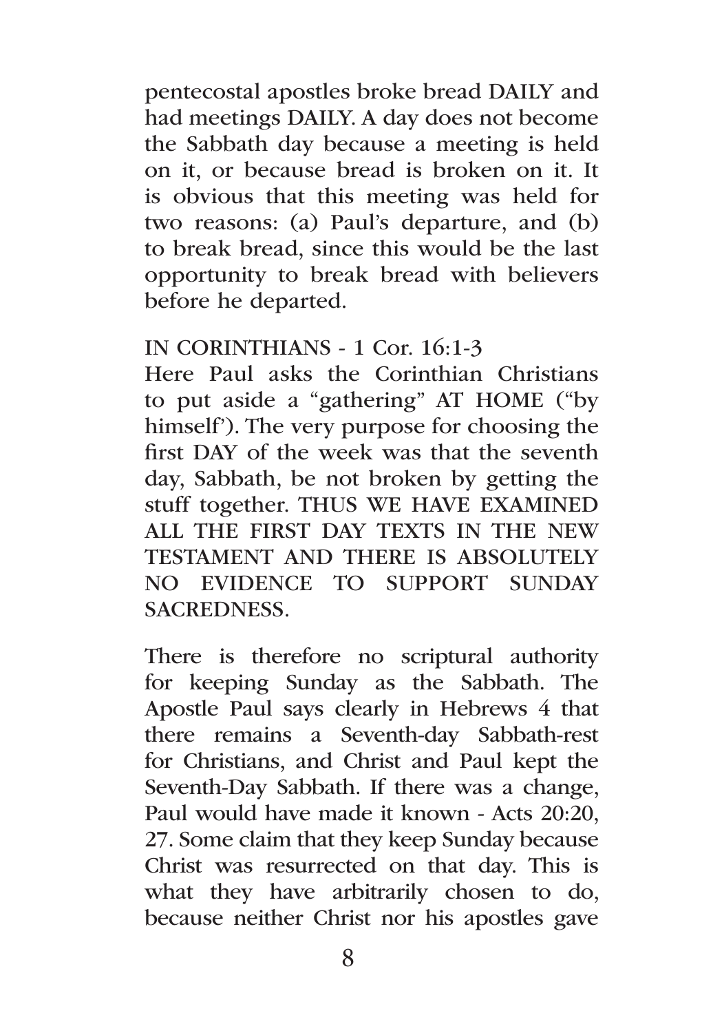pentecostal apostles broke bread DAILY and had meetings DAILY. A day does not become the Sabbath day because a meeting is held on it, or because bread is broken on it. It is obvious that this meeting was held for two reasons: (a) Paul's departure, and (b) to break bread, since this would be the last opportunity to break bread with believers before he departed.

IN CORINTHIANS - 1 Cor. 16:1-3

Here Paul asks the Corinthian Christians to put aside a "gathering" AT HOME ("by himself'). The very purpose for choosing the first DAY of the week was that the seventh day, Sabbath, be not broken by getting the stuff together. THUS WE HAVE EXAMINED ALL THE FIRST DAY TEXTS IN THE NEW TESTAMENT AND THERE IS ABSOLUTELY NO EVIDENCE TO SUPPORT SUNDAY SACREDNESS.

There is therefore no scriptural authority for keeping Sunday as the Sabbath. The Apostle Paul says clearly in Hebrews 4 that there remains a Seventh-day Sabbath-rest for Christians, and Christ and Paul kept the Seventh-Day Sabbath. If there was a change, Paul would have made it known - Acts 20:20, 27. Some claim that they keep Sunday because Christ was resurrected on that day. This is what they have arbitrarily chosen to do, because neither Christ nor his apostles gave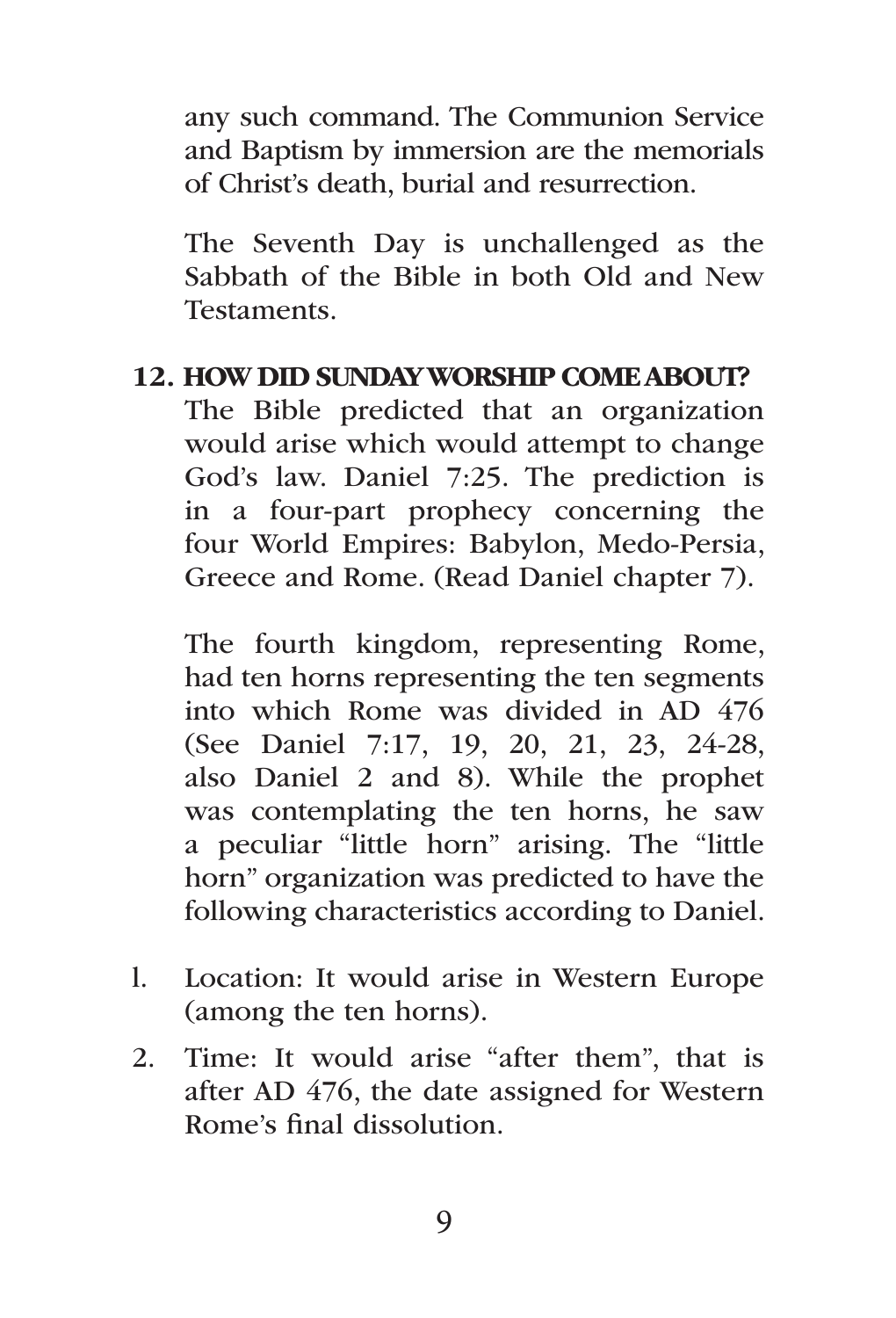any such command. The Communion Service and Baptism by immersion are the memorials of Christ's death, burial and resurrection.

The Seventh Day is unchallenged as the Sabbath of the Bible in both Old and New Testaments.

**12. HOW DID SUNDAY WORSHIP COME ABOUT?**

The Bible predicted that an organization would arise which would attempt to change God's law. Daniel 7:25. The prediction is in a four-part prophecy concerning the four World Empires: Babylon, Medo-Persia, Greece and Rome. (Read Daniel chapter 7).

The fourth kingdom, representing Rome, had ten horns representing the ten segments into which Rome was divided in AD 476 (See Daniel 7:17, 19, 20, 21, 23, 24-28, also Daniel 2 and 8). While the prophet was contemplating the ten horns, he saw a peculiar "little horn" arising. The "little horn" organization was predicted to have the following characteristics according to Daniel.

1. Location: It would arise in Western Europe (among the ten horns).
2. Time: It would arise "after them", that is after AD 476, the date assigned for Western Rome's final dissolution.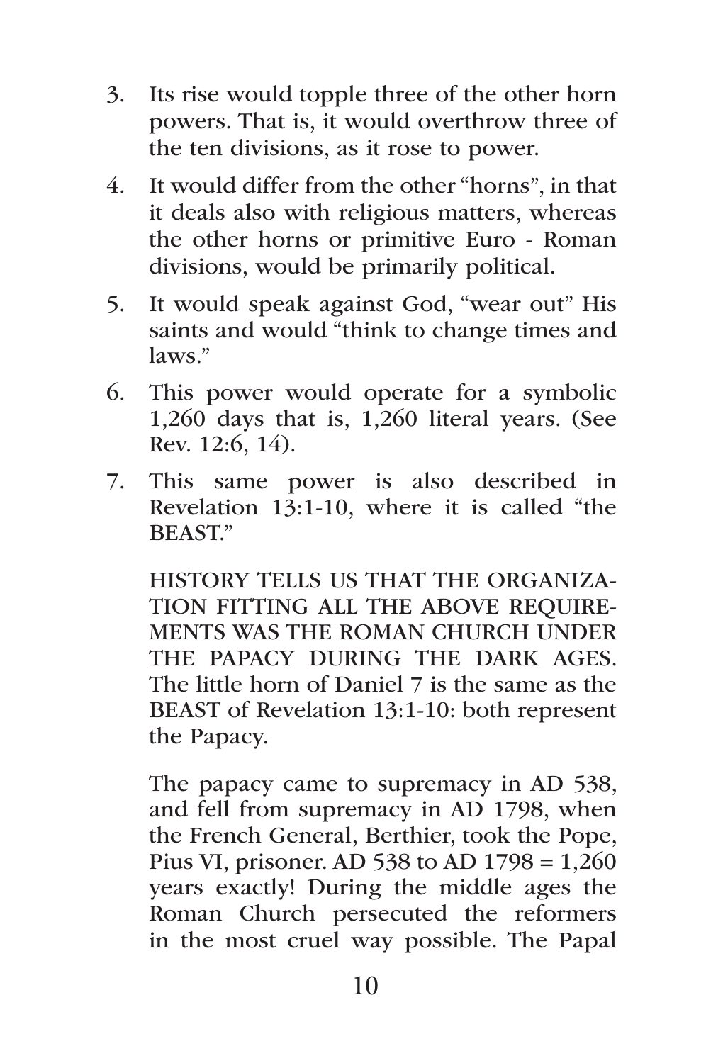3. Its rise would topple three of the other horn powers. That is, it would overthrow three of the ten divisions, as it rose to power.
4. It would differ from the other “horns”, in that it deals also with religious matters, whereas the other horns or primitive Euro - Roman divisions, would be primarily political.
5. It would speak against God, “wear out” His saints and would “think to change times and laws.”
6. This power would operate for a symbolic 1,260 days that is, 1,260 literal years. (See Rev. 12:6, 14).
7. This same power is also described in Revelation 13:1-10, where it is called “the BEAST.”

   HISTORY TELLS US THAT THE ORGANIZATION FITTING ALL THE ABOVE REQUIREMENTS WAS THE ROMAN CHURCH UNDER THE PAPACY DURING THE DARK AGES. The little horn of Daniel 7 is the same as the BEAST of Revelation 13:1-10: both represent the Papacy.

   The papacy came to supremacy in AD 538, and fell from supremacy in AD 1798, when the French General, Berthier, took the Pope, Pius VI, prisoner. AD 538 to AD 1798 = 1,260 years exactly! During the middle ages the Roman Church persecuted the reformers in the most cruel way possible. The Papal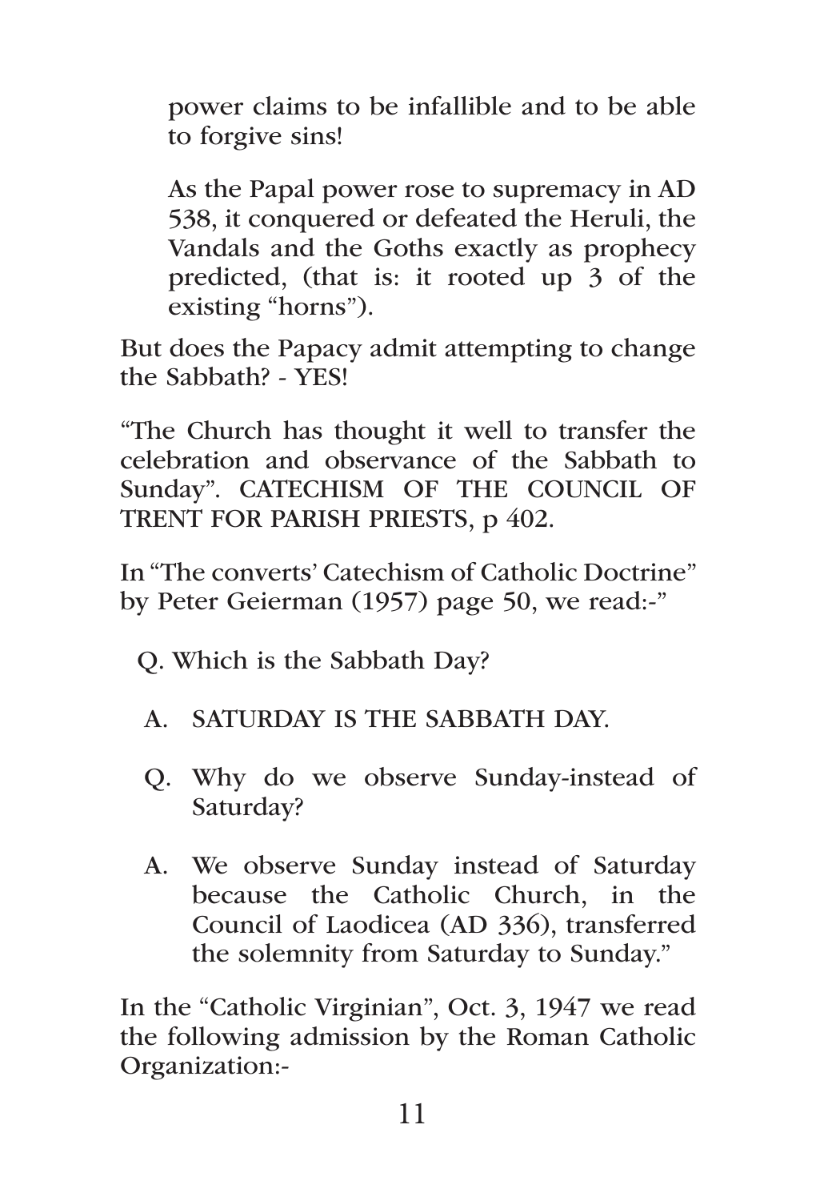power claims to be infallible and to be able to forgive sins!

As the Papal power rose to supremacy in AD 538, it conquered or defeated the Heruli, the Vandals and the Goths exactly as prophecy predicted, (that is: it rooted up 3 of the existing "horns").

But does the Papacy admit attempting to change the Sabbath? - YES!

"The Church has thought it well to transfer the celebration and observance of the Sabbath to Sunday". CATECHISM OF THE COUNCIL OF TRENT FOR PARISH PRIESTS, p 402.

In "The converts' Catechism of Catholic Doctrine" by Peter Geierman (1957) page 50, we read:-"

Q. Which is the Sabbath Day?

A. SATURDAY IS THE SABBATH DAY.

Q. Why do we observe Sunday-instead of Saturday?

A. We observe Sunday instead of Saturday because the Catholic Church, in the Council of Laodicea (AD 336), transferred the solemnity from Saturday to Sunday."

In the "Catholic Virginian", Oct. 3, 1947 we read the following admission by the Roman Catholic Organization:-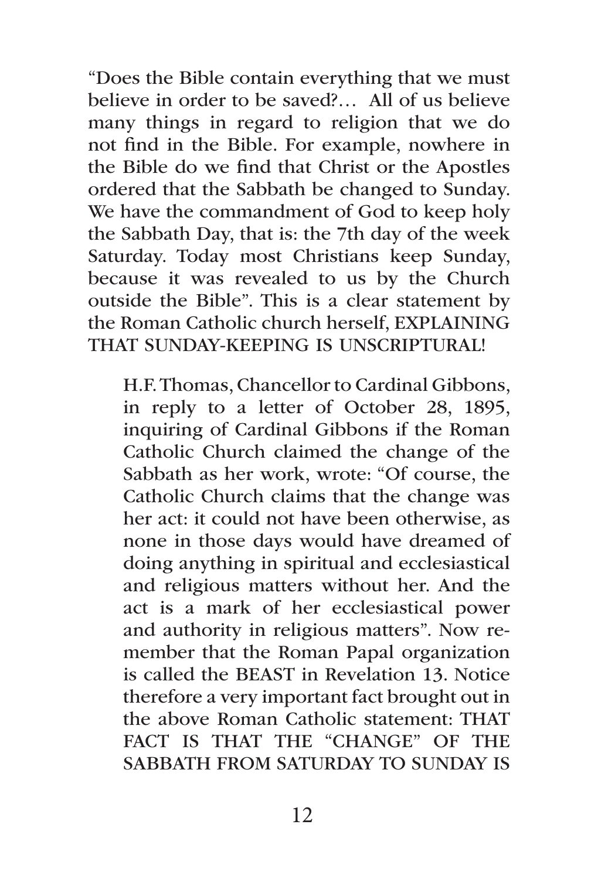"Does the Bible contain everything that we must believe in order to be saved?… All of us believe many things in regard to religion that we do not find in the Bible. For example, nowhere in the Bible do we find that Christ or the Apostles ordered that the Sabbath be changed to Sunday. We have the commandment of God to keep holy the Sabbath Day, that is: the 7th day of the week Saturday. Today most Christians keep Sunday, because it was revealed to us by the Church outside the Bible". This is a clear statement by the Roman Catholic church herself, EXPLAINING THAT SUNDAY-KEEPING IS UNSCRIPTURAL!

> H.F. Thomas, Chancellor to Cardinal Gibbons, in reply to a letter of October 28, 1895, inquiring of Cardinal Gibbons if the Roman Catholic Church claimed the change of the Sabbath as her work, wrote: "Of course, the Catholic Church claims that the change was her act: it could not have been otherwise, as none in those days would have dreamed of doing anything in spiritual and ecclesiastical and religious matters without her. And the act is a mark of her ecclesiastical power and authority in religious matters". Now remember that the Roman Papal organization is called the BEAST in Revelation 13. Notice therefore a very important fact brought out in the above Roman Catholic statement: THAT FACT IS THAT THE "CHANGE" OF THE SABBATH FROM SATURDAY TO SUNDAY IS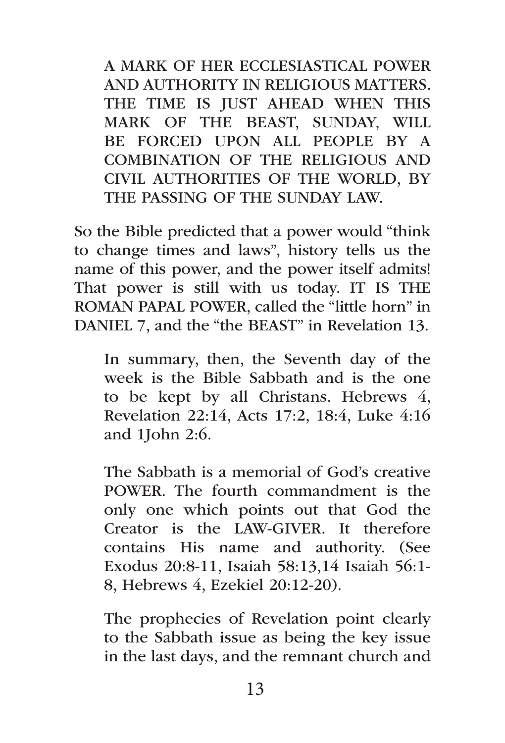A MARK OF HER ECCLESIASTICAL POWER AND AUTHORITY IN RELIGIOUS MATTERS. THE TIME IS JUST AHEAD WHEN THIS MARK OF THE BEAST, SUNDAY, WILL BE FORCED UPON ALL PEOPLE BY A COMBINATION OF THE RELIGIOUS AND CIVIL AUTHORITIES OF THE WORLD, BY THE PASSING OF THE SUNDAY LAW.

So the Bible predicted that a power would "think to change times and laws", history tells us the name of this power, and the power itself admits! That power is still with us today. IT IS THE ROMAN PAPAL POWER, called the "little horn" in DANIEL 7, and the "the BEAST" in Revelation 13.

> In summary, then, the Seventh day of the week is the Bible Sabbath and is the one to be kept by all Christans. Hebrews 4, Revelation 22:14, Acts 17:2, 18:4, Luke 4:16 and 1John 2:6.
>
> The Sabbath is a memorial of God's creative POWER. The fourth commandment is the only one which points out that God the Creator is the LAW-GIVER. It therefore contains His name and authority. (See Exodus 20:8-11, Isaiah 58:13,14 Isaiah 56:1-8, Hebrews 4, Ezekiel 20:12-20).
>
> The prophecies of Revelation point clearly to the Sabbath issue as being the key issue in the last days, and the remnant church and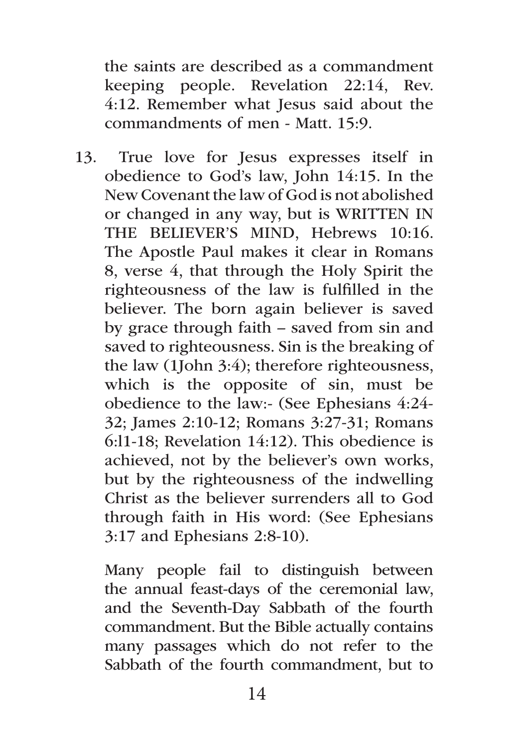the saints are described as a commandment keeping people. Revelation 22:14, Rev. 4:12. Remember what Jesus said about the commandments of men - Matt. 15:9.

13. True love for Jesus expresses itself in obedience to God's law, John 14:15. In the New Covenant the law of God is not abolished or changed in any way, but is WRITTEN IN THE BELIEVER'S MIND, Hebrews 10:16. The Apostle Paul makes it clear in Romans 8, verse 4, that through the Holy Spirit the righteousness of the law is fulfilled in the believer. The born again believer is saved by grace through faith – saved from sin and saved to righteousness. Sin is the breaking of the law (1John 3:4); therefore righteousness, which is the opposite of sin, must be obedience to the law:- (See Ephesians 4:24-32; James 2:10-12; Romans 3:27-31; Romans 6:l1-18; Revelation 14:12). This obedience is achieved, not by the believer's own works, but by the righteousness of the indwelling Christ as the believer surrenders all to God through faith in His word: (See Ephesians 3:17 and Ephesians 2:8-10).

    Many people fail to distinguish between the annual feast-days of the ceremonial law, and the Seventh-Day Sabbath of the fourth commandment. But the Bible actually contains many passages which do not refer to the Sabbath of the fourth commandment, but to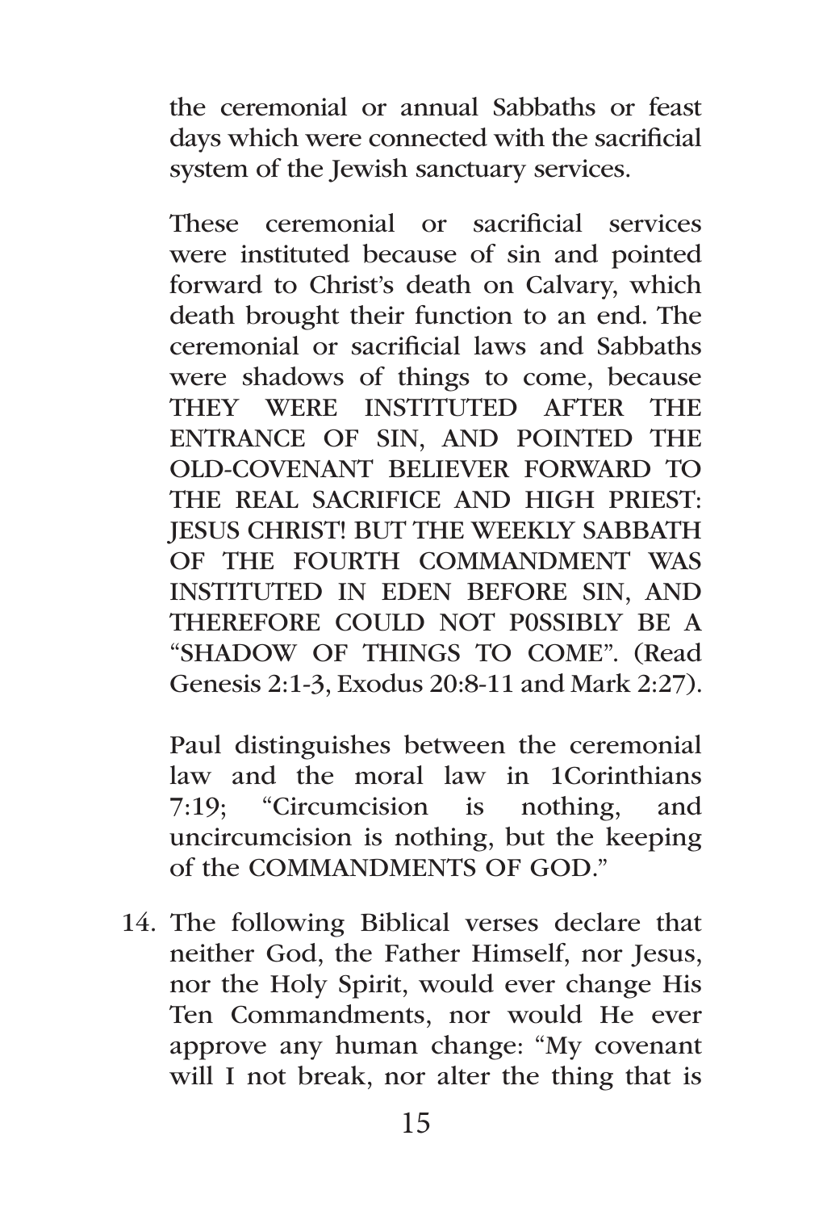the ceremonial or annual Sabbaths or feast days which were connected with the sacrificial system of the Jewish sanctuary services.

These ceremonial or sacrificial services were instituted because of sin and pointed forward to Christ's death on Calvary, which death brought their function to an end. The ceremonial or sacrificial laws and Sabbaths were shadows of things to come, because THEY WERE INSTITUTED AFTER THE ENTRANCE OF SIN, AND POINTED THE OLD-COVENANT BELIEVER FORWARD TO THE REAL SACRIFICE AND HIGH PRIEST: JESUS CHRIST! BUT THE WEEKLY SABBATH OF THE FOURTH COMMANDMENT WAS INSTITUTED IN EDEN BEFORE SIN, AND THEREFORE COULD NOT P0SSIBLY BE A "SHADOW OF THINGS TO COME". (Read Genesis 2:1-3, Exodus 20:8-11 and Mark 2:27).

Paul distinguishes between the ceremonial law and the moral law in 1Corinthians 7:19; "Circumcision is nothing, and uncircumcision is nothing, but the keeping of the COMMANDMENTS OF GOD."

14. The following Biblical verses declare that neither God, the Father Himself, nor Jesus, nor the Holy Spirit, would ever change His Ten Commandments, nor would He ever approve any human change: "My covenant will I not break, nor alter the thing that is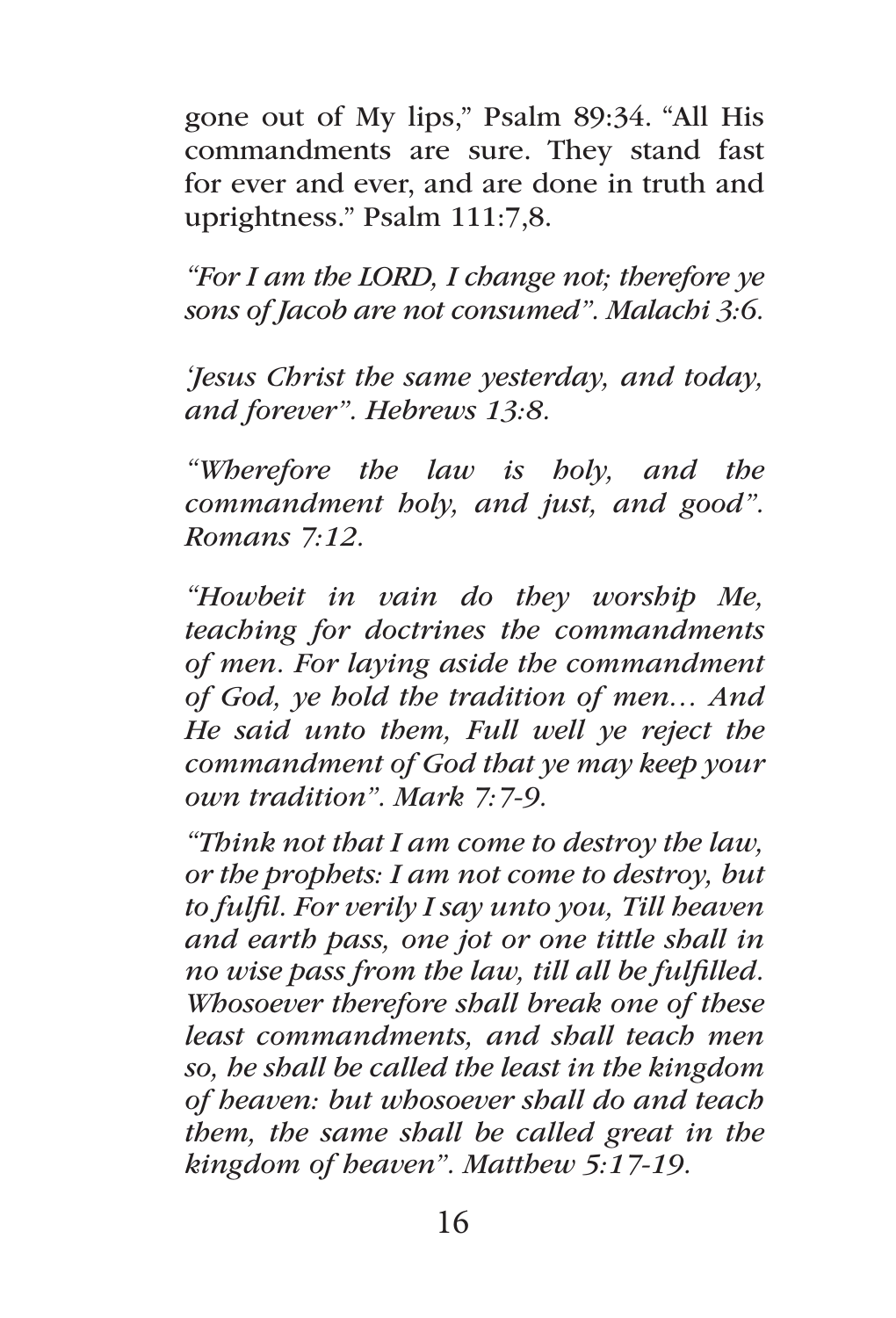gone out of My lips," Psalm 89:34. "All His commandments are sure. They stand fast for ever and ever, and are done in truth and uprightness." Psalm 111:7,8.

*"For I am the LORD, I change not; therefore ye sons of Jacob are not consumed". Malachi 3:6.*

*'Jesus Christ the same yesterday, and today, and forever". Hebrews 13:8.*

*"Wherefore the law is holy, and the commandment holy, and just, and good". Romans 7:12.*

*"Howbeit in vain do they worship Me, teaching for doctrines the commandments of men. For laying aside the commandment of God, ye hold the tradition of men… And He said unto them, Full well ye reject the commandment of God that ye may keep your own tradition". Mark 7:7-9.*

*"Think not that I am come to destroy the law, or the prophets: I am not come to destroy, but to fulfil. For verily I say unto you, Till heaven and earth pass, one jot or one tittle shall in no wise pass from the law, till all be fulfilled. Whosoever therefore shall break one of these least commandments, and shall teach men so, he shall be called the least in the kingdom of heaven: but whosoever shall do and teach them, the same shall be called great in the kingdom of heaven". Matthew 5:17-19.*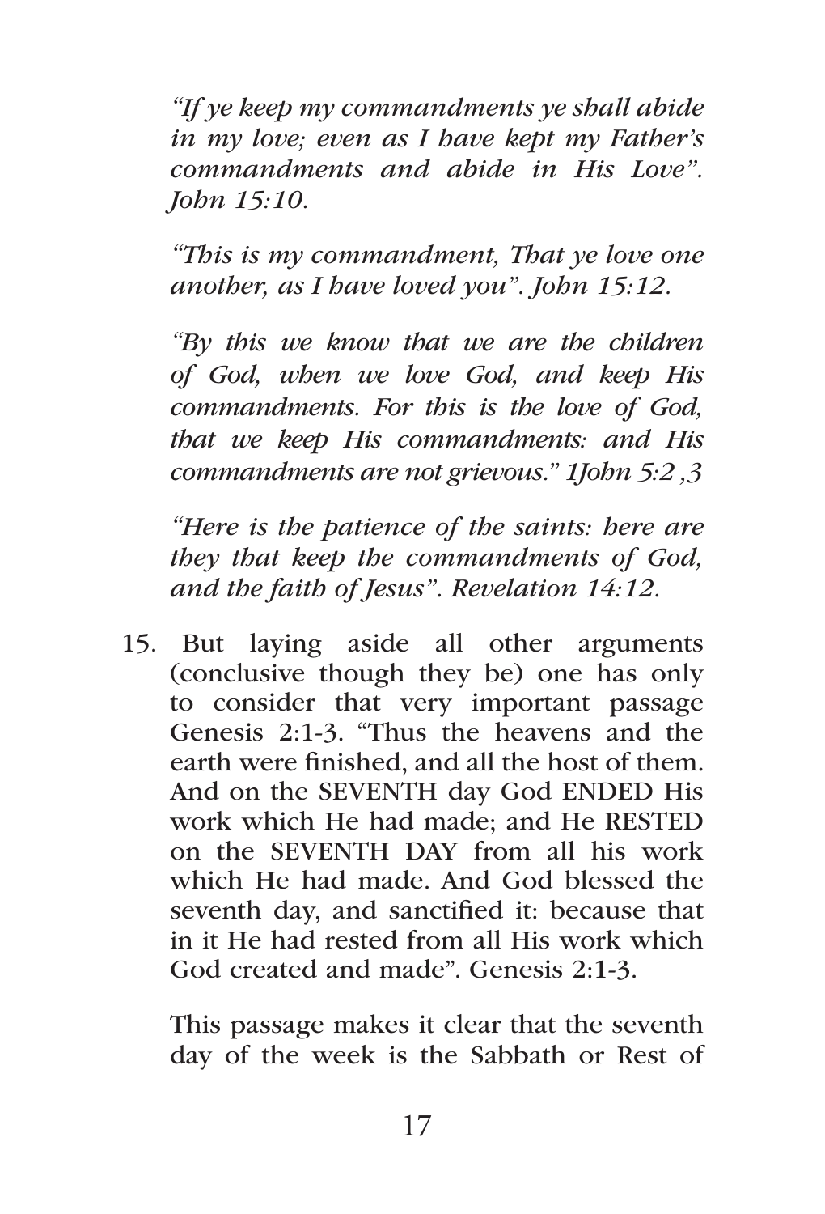*"If ye keep my commandments ye shall abide in my love; even as I have kept my Father's commandments and abide in His Love". John 15:10.*

*"This is my commandment, That ye love one another, as I have loved you". John 15:12.*

*"By this we know that we are the children of God, when we love God, and keep His commandments. For this is the love of God, that we keep His commandments: and His commandments are not grievous." 1John 5:2 ,3*

*"Here is the patience of the saints: here are they that keep the commandments of God, and the faith of Jesus". Revelation 14:12.*

15. But laying aside all other arguments (conclusive though they be) one has only to consider that very important passage Genesis 2:1-3. "Thus the heavens and the earth were finished, and all the host of them. And on the SEVENTH day God ENDED His work which He had made; and He RESTED on the SEVENTH DAY from all his work which He had made. And God blessed the seventh day, and sanctified it: because that in it He had rested from all His work which God created and made". Genesis 2:1-3.

    This passage makes it clear that the seventh day of the week is the Sabbath or Rest of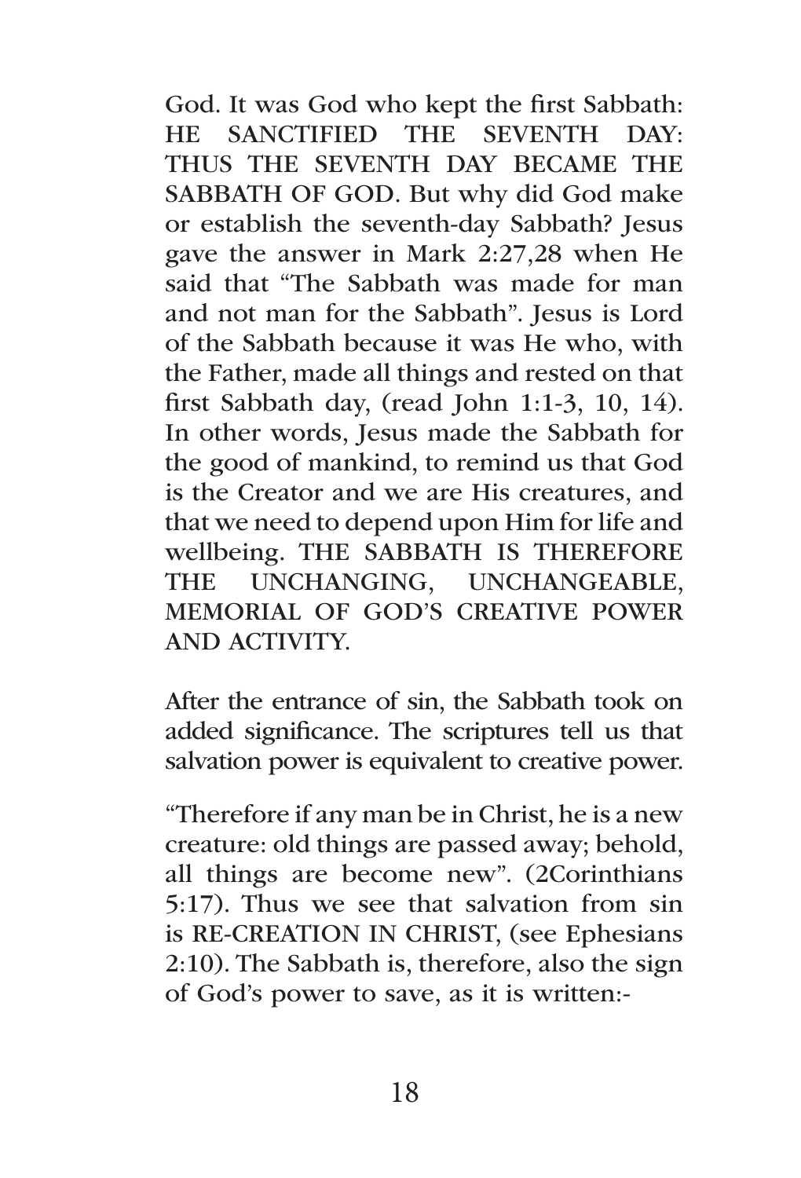God. It was God who kept the first Sabbath: HE SANCTIFIED THE SEVENTH DAY: THUS THE SEVENTH DAY BECAME THE SABBATH OF GOD. But why did God make or establish the seventh-day Sabbath? Jesus gave the answer in Mark 2:27,28 when He said that "The Sabbath was made for man and not man for the Sabbath". Jesus is Lord of the Sabbath because it was He who, with the Father, made all things and rested on that first Sabbath day, (read John 1:1-3, 10, 14). In other words, Jesus made the Sabbath for the good of mankind, to remind us that God is the Creator and we are His creatures, and that we need to depend upon Him for life and wellbeing. THE SABBATH IS THEREFORE THE UNCHANGING, UNCHANGEABLE, MEMORIAL OF GOD'S CREATIVE POWER AND ACTIVITY.

After the entrance of sin, the Sabbath took on added significance. The scriptures tell us that salvation power is equivalent to creative power.

"Therefore if any man be in Christ, he is a new creature: old things are passed away; behold, all things are become new". (2Corinthians 5:17). Thus we see that salvation from sin is RE-CREATION IN CHRIST, (see Ephesians 2:10). The Sabbath is, therefore, also the sign of God's power to save, as it is written:-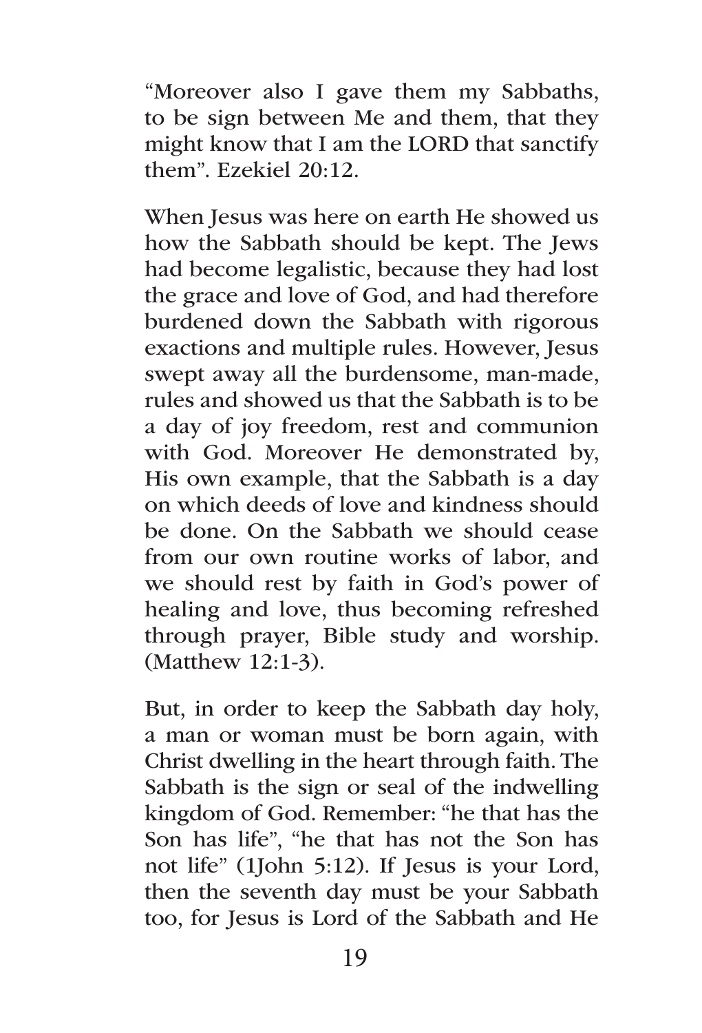"Moreover also I gave them my Sabbaths, to be sign between Me and them, that they might know that I am the LORD that sanctify them". Ezekiel 20:12.

When Jesus was here on earth He showed us how the Sabbath should be kept. The Jews had become legalistic, because they had lost the grace and love of God, and had therefore burdened down the Sabbath with rigorous exactions and multiple rules. However, Jesus swept away all the burdensome, man-made, rules and showed us that the Sabbath is to be a day of joy freedom, rest and communion with God. Moreover He demonstrated by, His own example, that the Sabbath is a day on which deeds of love and kindness should be done. On the Sabbath we should cease from our own routine works of labor, and we should rest by faith in God's power of healing and love, thus becoming refreshed through prayer, Bible study and worship. (Matthew 12:1-3).

But, in order to keep the Sabbath day holy, a man or woman must be born again, with Christ dwelling in the heart through faith. The Sabbath is the sign or seal of the indwelling kingdom of God. Remember: "he that has the Son has life", "he that has not the Son has not life" (1John 5:12). If Jesus is your Lord, then the seventh day must be your Sabbath too, for Jesus is Lord of the Sabbath and He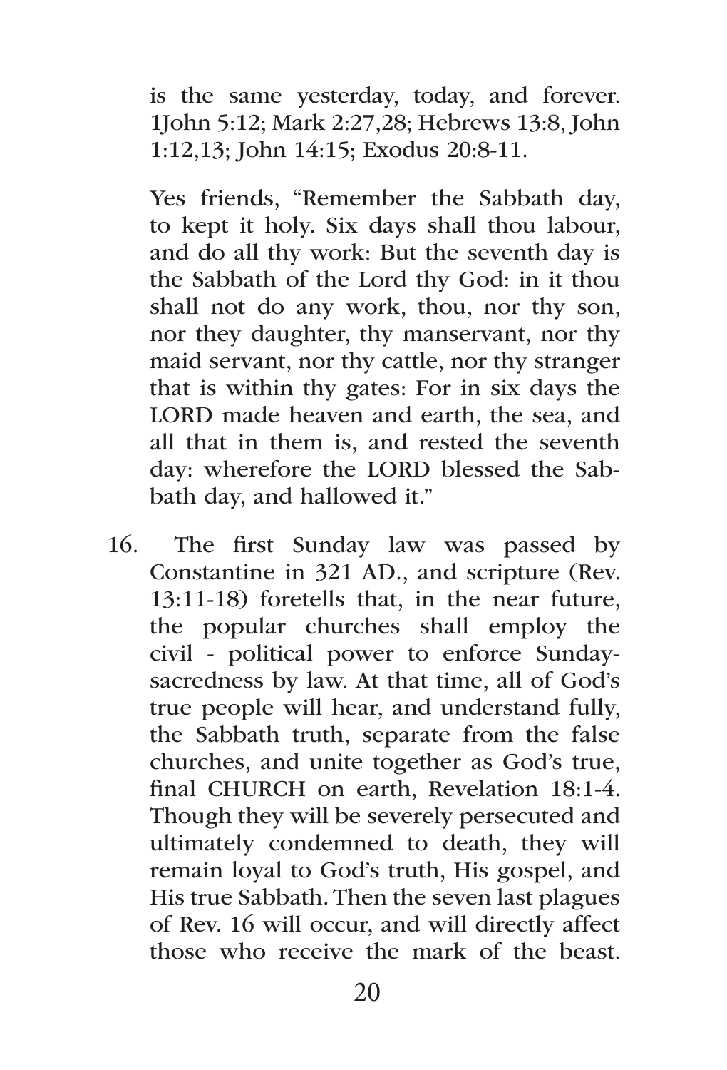is the same yesterday, today, and forever. 1John 5:12; Mark 2:27,28; Hebrews 13:8, John 1:12,13; John 14:15; Exodus 20:8-11.

Yes friends, "Remember the Sabbath day, to kept it holy. Six days shall thou labour, and do all thy work: But the seventh day is the Sabbath of the Lord thy God: in it thou shall not do any work, thou, nor thy son, nor they daughter, thy manservant, nor thy maid servant, nor thy cattle, nor thy stranger that is within thy gates: For in six days the LORD made heaven and earth, the sea, and all that in them is, and rested the seventh day: wherefore the LORD blessed the Sabbath day, and hallowed it."

16. The first Sunday law was passed by Constantine in 321 AD., and scripture (Rev. 13:11-18) foretells that, in the near future, the popular churches shall employ the civil - political power to enforce Sunday-sacredness by law. At that time, all of God's true people will hear, and understand fully, the Sabbath truth, separate from the false churches, and unite together as God's true, final CHURCH on earth, Revelation 18:1-4. Though they will be severely persecuted and ultimately condemned to death, they will remain loyal to God's truth, His gospel, and His true Sabbath. Then the seven last plagues of Rev. 16 will occur, and will directly affect those who receive the mark of the beast.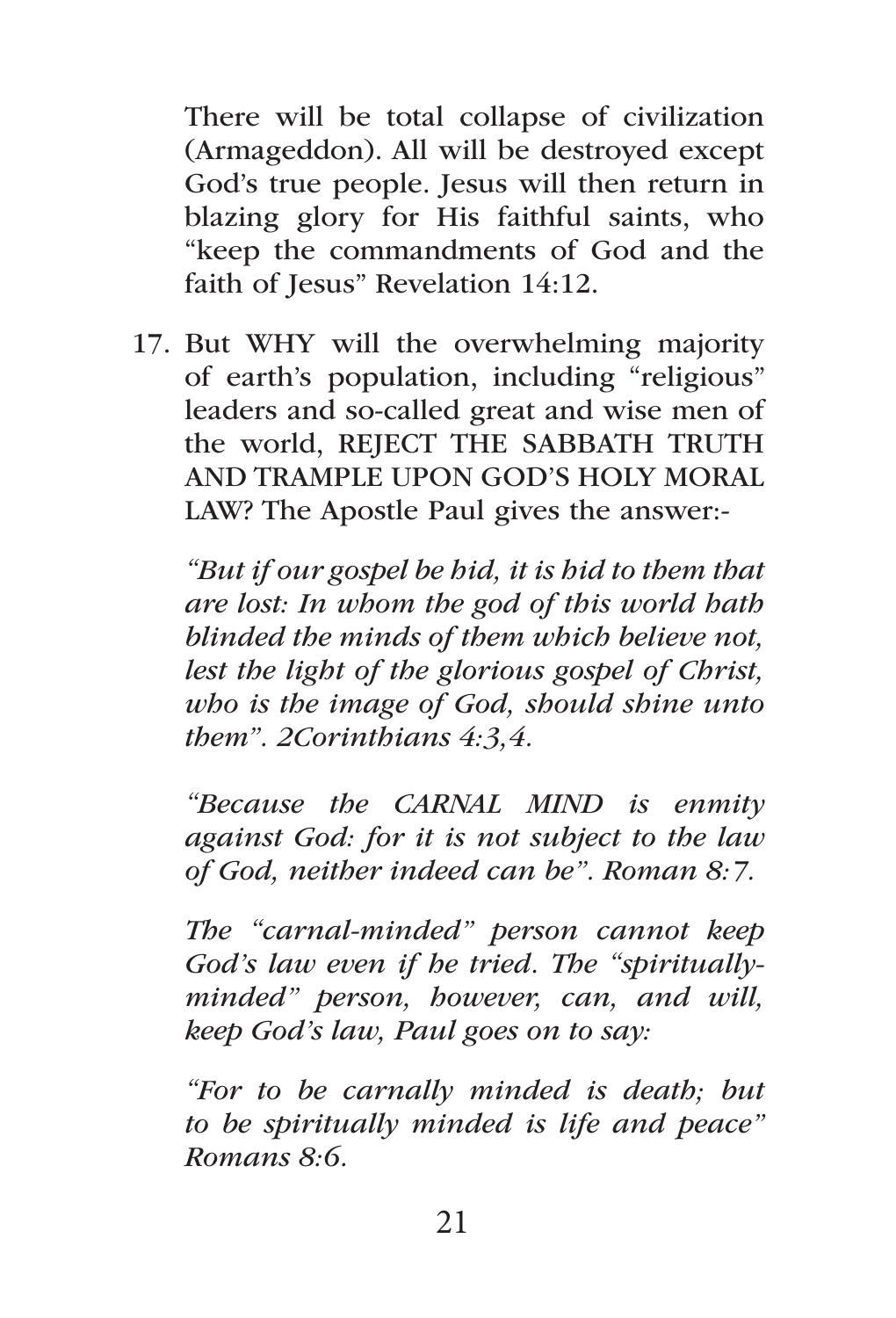There will be total collapse of civilization (Armageddon). All will be destroyed except God's true people. Jesus will then return in blazing glory for His faithful saints, who "keep the commandments of God and the faith of Jesus" Revelation 14:12.

17. But WHY will the overwhelming majority of earth's population, including "religious" leaders and so-called great and wise men of the world, REJECT THE SABBATH TRUTH AND TRAMPLE UPON GOD'S HOLY MORAL LAW? The Apostle Paul gives the answer:-

    *"But if our gospel be hid, it is hid to them that are lost: In whom the god of this world hath blinded the minds of them which believe not, lest the light of the glorious gospel of Christ, who is the image of God, should shine unto them". 2Corinthians 4:3,4.*

    *"Because the CARNAL MIND is enmity against God: for it is not subject to the law of God, neither indeed can be". Roman 8:7.*

    *The "carnal-minded" person cannot keep God's law even if he tried. The "spiritually-minded" person, however, can, and will, keep God's law, Paul goes on to say:*

    *"For to be carnally minded is death; but to be spiritually minded is life and peace" Romans 8:6.*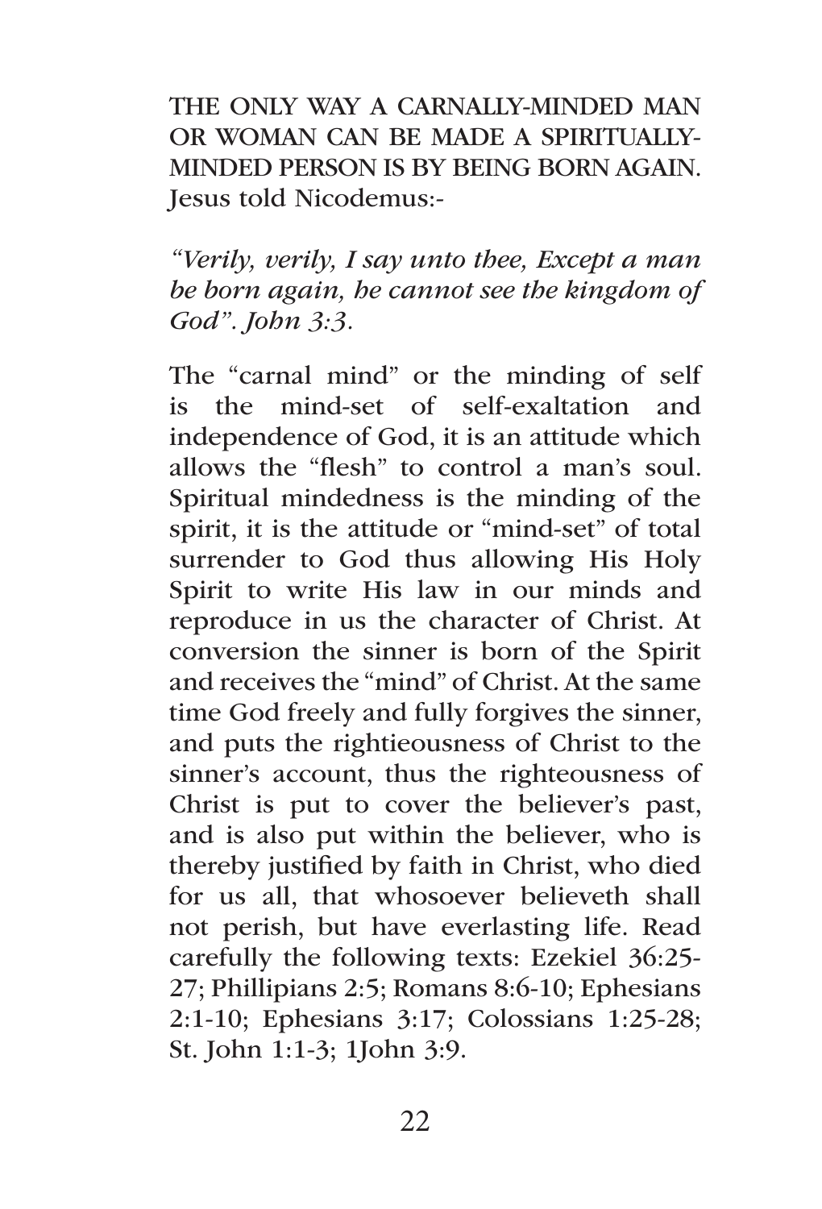THE ONLY WAY A CARNALLY-MINDED MAN OR WOMAN CAN BE MADE A SPIRITUALLY-MINDED PERSON IS BY BEING BORN AGAIN. Jesus told Nicodemus:-

*"Verily, verily, I say unto thee, Except a man be born again, he cannot see the kingdom of God". John 3:3.*

The "carnal mind" or the minding of self is the mind-set of self-exaltation and independence of God, it is an attitude which allows the "flesh" to control a man's soul. Spiritual mindedness is the minding of the spirit, it is the attitude or "mind-set" of total surrender to God thus allowing His Holy Spirit to write His law in our minds and reproduce in us the character of Christ. At conversion the sinner is born of the Spirit and receives the "mind" of Christ. At the same time God freely and fully forgives the sinner, and puts the rightieousness of Christ to the sinner's account, thus the righteousness of Christ is put to cover the believer's past, and is also put within the believer, who is thereby justified by faith in Christ, who died for us all, that whosoever believeth shall not perish, but have everlasting life. Read carefully the following texts: Ezekiel 36:25-27; Phillipians 2:5; Romans 8:6-10; Ephesians 2:1-10; Ephesians 3:17; Colossians 1:25-28; St. John 1:1-3; 1John 3:9.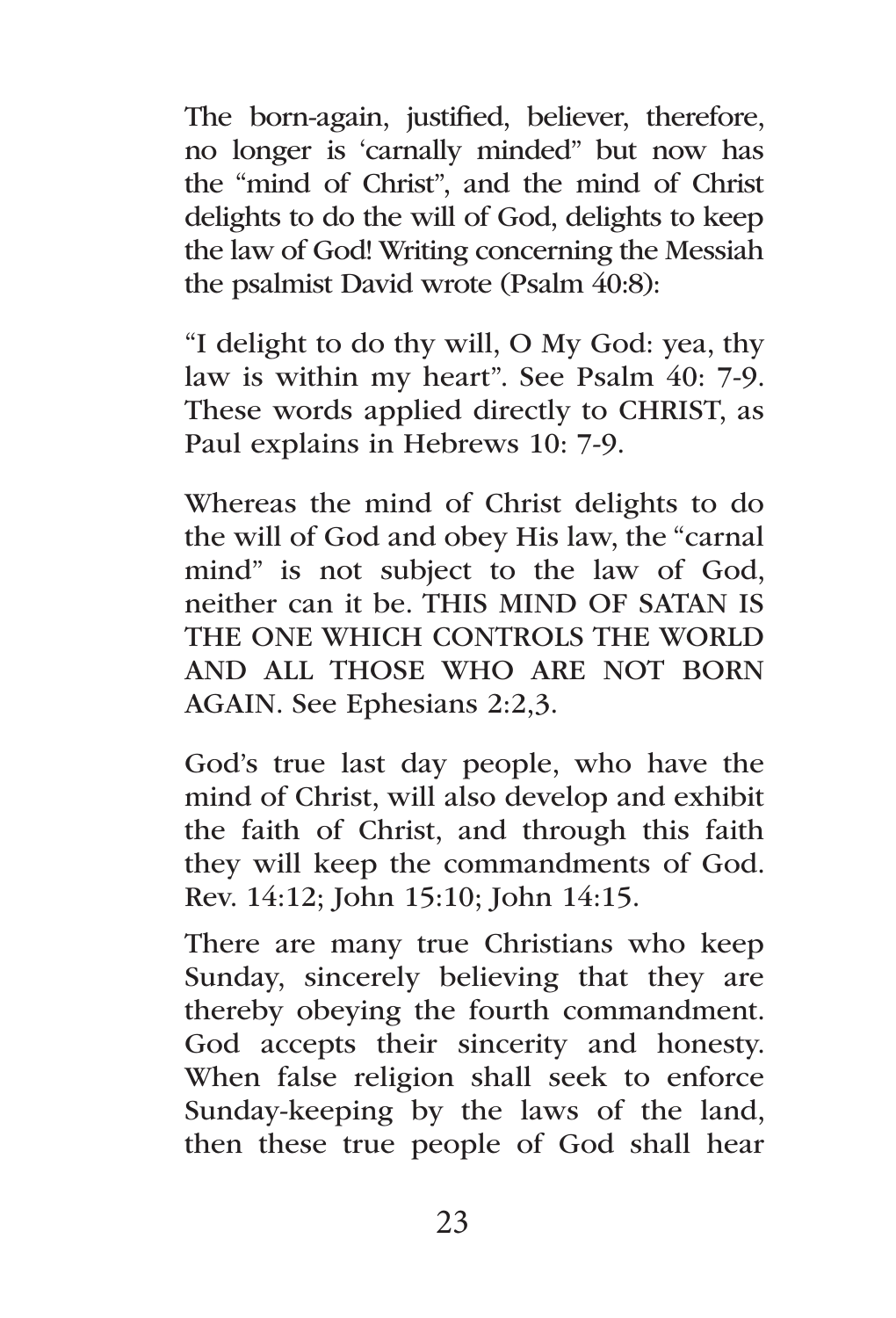The born-again, justified, believer, therefore, no longer is ‘carnally minded” but now has the “mind of Christ”, and the mind of Christ delights to do the will of God, delights to keep the law of God! Writing concerning the Messiah the psalmist David wrote (Psalm 40:8):

“I delight to do thy will, O My God: yea, thy law is within my heart”. See Psalm 40: 7-9. These words applied directly to CHRIST, as Paul explains in Hebrews 10: 7-9.

Whereas the mind of Christ delights to do the will of God and obey His law, the “carnal mind” is not subject to the law of God, neither can it be. THIS MIND OF SATAN IS THE ONE WHICH CONTROLS THE WORLD AND ALL THOSE WHO ARE NOT BORN AGAIN. See Ephesians 2:2,3.

God’s true last day people, who have the mind of Christ, will also develop and exhibit the faith of Christ, and through this faith they will keep the commandments of God. Rev. 14:12; John 15:10; John 14:15.

There are many true Christians who keep Sunday, sincerely believing that they are thereby obeying the fourth commandment. God accepts their sincerity and honesty. When false religion shall seek to enforce Sunday-keeping by the laws of the land, then these true people of God shall hear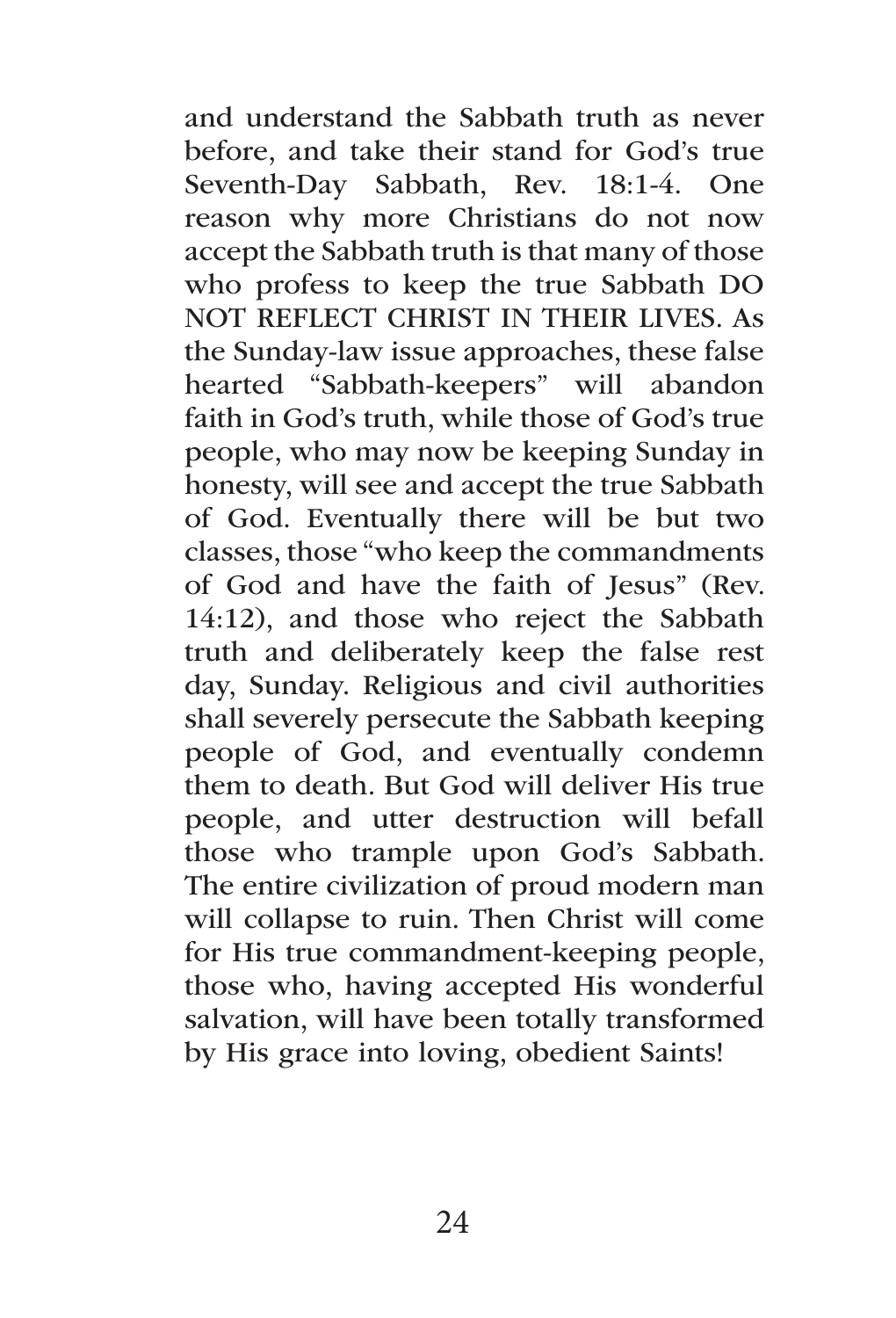and understand the Sabbath truth as never before, and take their stand for God's true Seventh-Day Sabbath, Rev. 18:1-4. One reason why more Christians do not now accept the Sabbath truth is that many of those who profess to keep the true Sabbath DO NOT REFLECT CHRIST IN THEIR LIVES. As the Sunday-law issue approaches, these false hearted "Sabbath-keepers" will abandon faith in God's truth, while those of God's true people, who may now be keeping Sunday in honesty, will see and accept the true Sabbath of God. Eventually there will be but two classes, those "who keep the commandments of God and have the faith of Jesus" (Rev. 14:12), and those who reject the Sabbath truth and deliberately keep the false rest day, Sunday. Religious and civil authorities shall severely persecute the Sabbath keeping people of God, and eventually condemn them to death. But God will deliver His true people, and utter destruction will befall those who trample upon God's Sabbath. The entire civilization of proud modern man will collapse to ruin. Then Christ will come for His true commandment-keeping people, those who, having accepted His wonderful salvation, will have been totally transformed by His grace into loving, obedient Saints!